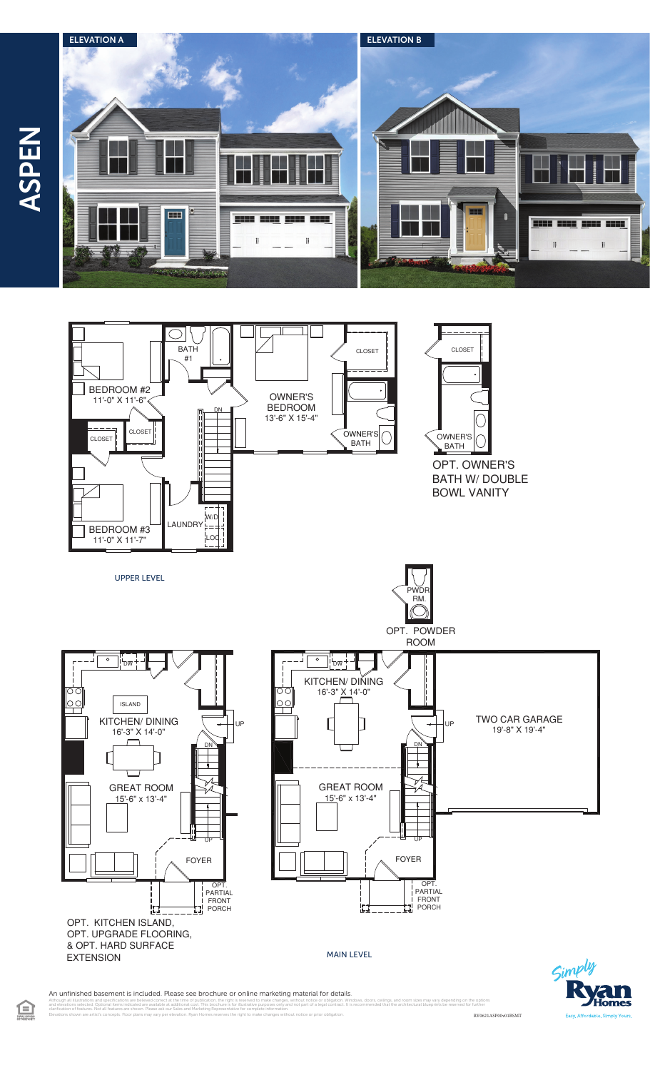# ASPEN

ELEVATION A

ELEVATION B

BATH #1

BEDROOM #2
11'-0" X 11'-6"

CLOSET

CLOSET

OWNER'S BEDROOM
13'-6" X 15'-4"

CLOSET

OWNER'S BATH

BEDROOM #3
11'-0" X 11'-7"

LAUNDRY

W/D

LOC

DN

CLOSET

OWNER'S BATH

OPT. OWNER'S BATH W/ DOUBLE BOWL VANITY

UPPER LEVEL

PWDR RM.

OPT. POWDER ROOM

DW

ISLAND

KITCHEN/ DINING
16'-3" X 14'-0"

UP

DN

GREAT ROOM
15'-6" x 13'-4"

UP

FOYER

OPT. PARTIAL FRONT PORCH

OPT. KITCHEN ISLAND, OPT. UPGRADE FLOORING, & OPT. HARD SURFACE EXTENSION

DW

KITCHEN/ DINING
16'-3" X 14'-0"

UP

DN

GREAT ROOM
15'-6" x 13'-4"

UP

FOYER

OPT. PARTIAL FRONT PORCH

TWO CAR GARAGE
19'-8" X 19'-4"

MAIN LEVEL

An unfinished basement is included. Please see brochure or online marketing material for details.

Although all illustrations and specifications are believed correct at the time of publication, the right is reserved to make changes, without notice or obligation. Windows, doors, ceilings, and room sizes may vary depending on the options and elevations selected. Optional items indicated are available at additional cost. This brochure is for illustrative purposes only and not part of a legal contract. It is recommended that the architectural blueprints be reviewed for further clarification of features. Not all features are shown. Please ask our Sales and Marketing Representative for complete information.
Elevations shown are artist's concepts. Floor plans may vary per elevation. Ryan Homes reserves the right to make changes without notice or prior obligation.

RY0621ASP00v01BSMT

Simply Ryan Homes
Easy. Affordable. Simply Yours.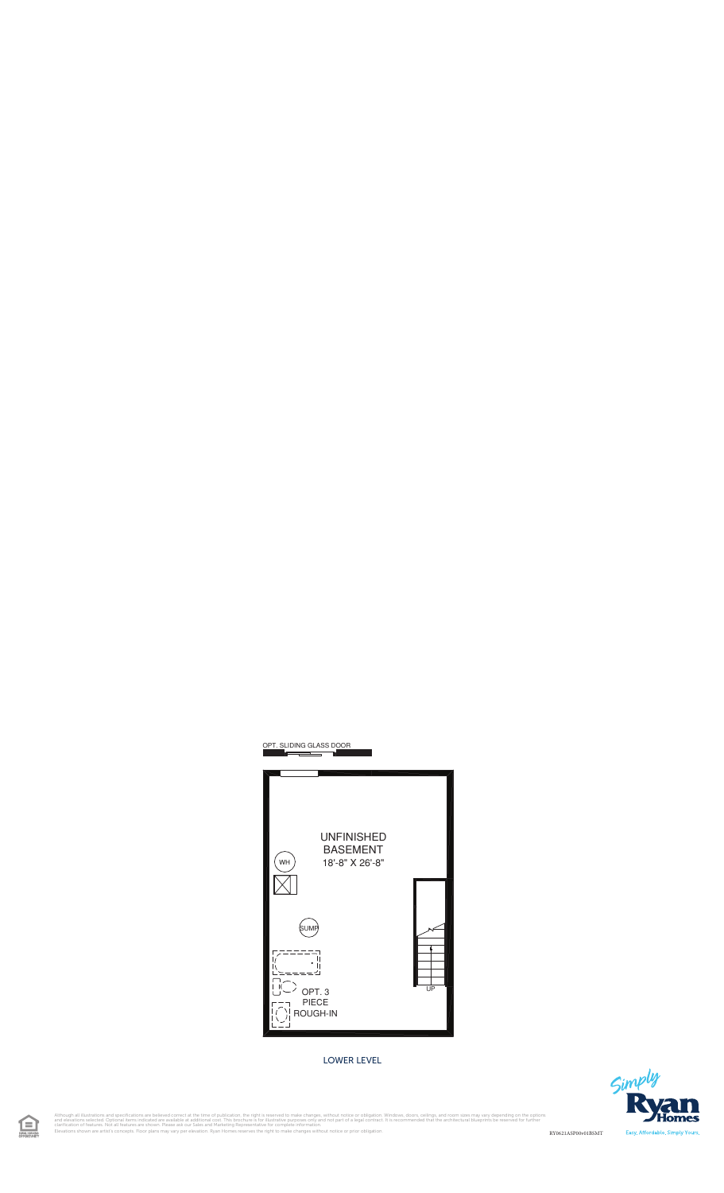OPT. SLIDING GLASS DOOR

UNFINISHED BASEMENT
18'-8" X 26'-8"

WH

SUMP

OPT. 3 PIECE ROUGH-IN

UP

LOWER LEVEL

Although all illustrations and specifications are believed correct at the time of publication, the right is reserved to make changes, without notice or obligation. Windows, doors, ceilings, and room sizes may vary depending on the options and elevations selected. Optional items indicated are available at additional cost. This brochure is for illustrative purposes only and not part of a legal contract. It is recommended that the architectural blueprints be reviewed for further clarification of features. Not all features are shown. Please ask our Sales and Marketing Representative for complete information.
Elevations shown are artist's concepts. Floor plans may vary per elevation. Ryan Homes reserves the right to make changes without notice or prior obligation.

RY0621ASP00v01BSMT

Simply Ryan Homes
Easy, Affordable, Simply Yours.